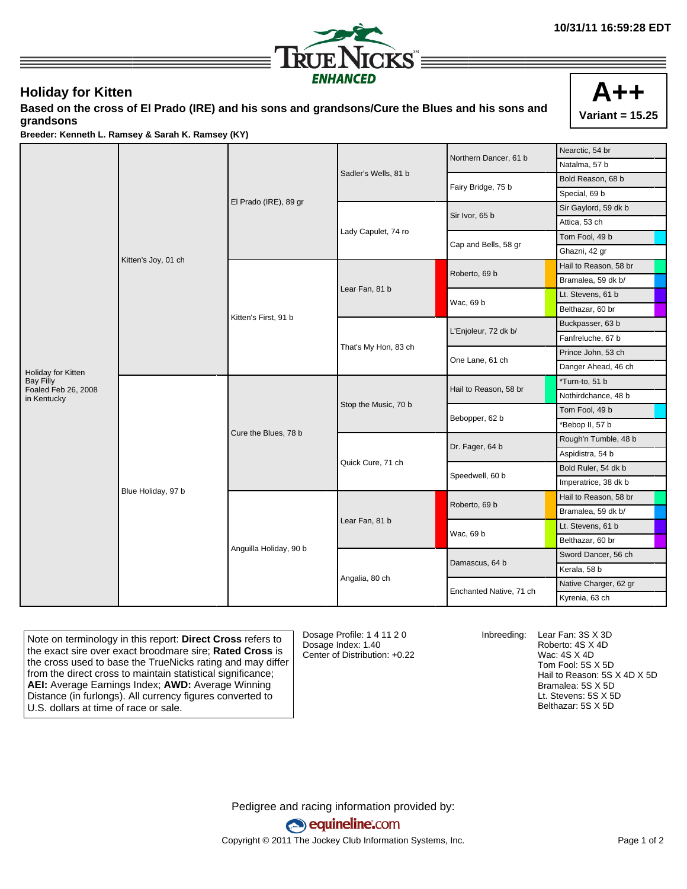10/31/11 16:59:28 EDT

TRUE NICKS ENHANCED

# Holiday for Kitten

**Based on the cross of El Prado (IRE) and his sons and grandsons/Cure the Blues and his sons and grandsons**

**Breeder: Kenneth L. Ramsey & Sarah K. Ramsey (KY)**

**A++**
**Variant = 15.25**

| Horse | Parents | Grandparents | Great-grandparents | 4th generation | 5th generation |
|---|---|---|---|---|---|
| Holiday for Kitten, Bay Filly, Foaled Feb 26, 2008 in Kentucky | Kitten's Joy, 01 ch | El Prado (IRE), 89 gr | Sadler's Wells, 81 b | Northern Dancer, 61 b | Nearctic, 54 br |
| | | | | | Natalma, 57 b |
| | | | | Fairy Bridge, 75 b | Bold Reason, 68 b |
| | | | | | Special, 69 b |
| | | | Lady Capulet, 74 ro | Sir Ivor, 65 b | Sir Gaylord, 59 dk b |
| | | | | | Attica, 53 ch |
| | | | | Cap and Bells, 58 gr | Tom Fool, 49 b |
| | | | | | Ghazni, 42 gr |
| | | Kitten's First, 91 b | Lear Fan, 81 b | Roberto, 69 b | Hail to Reason, 58 br |
| | | | | | Bramalea, 59 dk b/ |
| | | | | Wac, 69 b | Lt. Stevens, 61 b |
| | | | | | Belthazar, 60 br |
| | | | That's My Hon, 83 ch | L'Enjoleur, 72 dk b/ | Buckpasser, 63 b |
| | | | | | Fanfreluche, 67 b |
| | | | | One Lane, 61 ch | Prince John, 53 ch |
| | | | | | Danger Ahead, 46 ch |
| | Blue Holiday, 97 b | Cure the Blues, 78 b | Stop the Music, 70 b | Hail to Reason, 58 br | *Turn-to, 51 b |
| | | | | | Nothirdchance, 48 b |
| | | | | Bebopper, 62 b | Tom Fool, 49 b |
| | | | | | *Bebop II, 57 b |
| | | | Quick Cure, 71 ch | Dr. Fager, 64 b | Rough'n Tumble, 48 b |
| | | | | | Aspidistra, 54 b |
| | | | | Speedwell, 60 b | Bold Ruler, 54 dk b |
| | | | | | Imperatrice, 38 dk b |
| | | Anguilla Holiday, 90 b | Lear Fan, 81 b | Roberto, 69 b | Hail to Reason, 58 br |
| | | | | | Bramalea, 59 dk b/ |
| | | | | Wac, 69 b | Lt. Stevens, 61 b |
| | | | | | Belthazar, 60 br |
| | | | Angalia, 80 ch | Damascus, 64 b | Sword Dancer, 56 ch |
| | | | | | Kerala, 58 b |
| | | | | Enchanted Native, 71 ch | Native Charger, 62 gr |
| | | | | | Kyrenia, 63 ch |

Note on terminology in this report: **Direct Cross** refers to the exact sire over exact broodmare sire; **Rated Cross** is the cross used to base the TrueNicks rating and may differ from the direct cross to maintain statistical significance; **AEI:** Average Earnings Index; **AWD:** Average Winning Distance (in furlongs). All currency figures converted to U.S. dollars at time of race or sale.

Dosage Profile: 1 4 11 2 0
Dosage Index: 1.40
Center of Distribution: +0.22

Inbreeding:
- Lear Fan: 3S X 3D
- Roberto: 4S X 4D
- Wac: 4S X 4D
- Tom Fool: 5S X 5D
- Hail to Reason: 5S X 4D X 5D
- Bramalea: 5S X 5D
- Lt. Stevens: 5S X 5D
- Belthazar: 5S X 5D

Pedigree and racing information provided by:
equineline.com
Copyright © 2011 The Jockey Club Information Systems, Inc.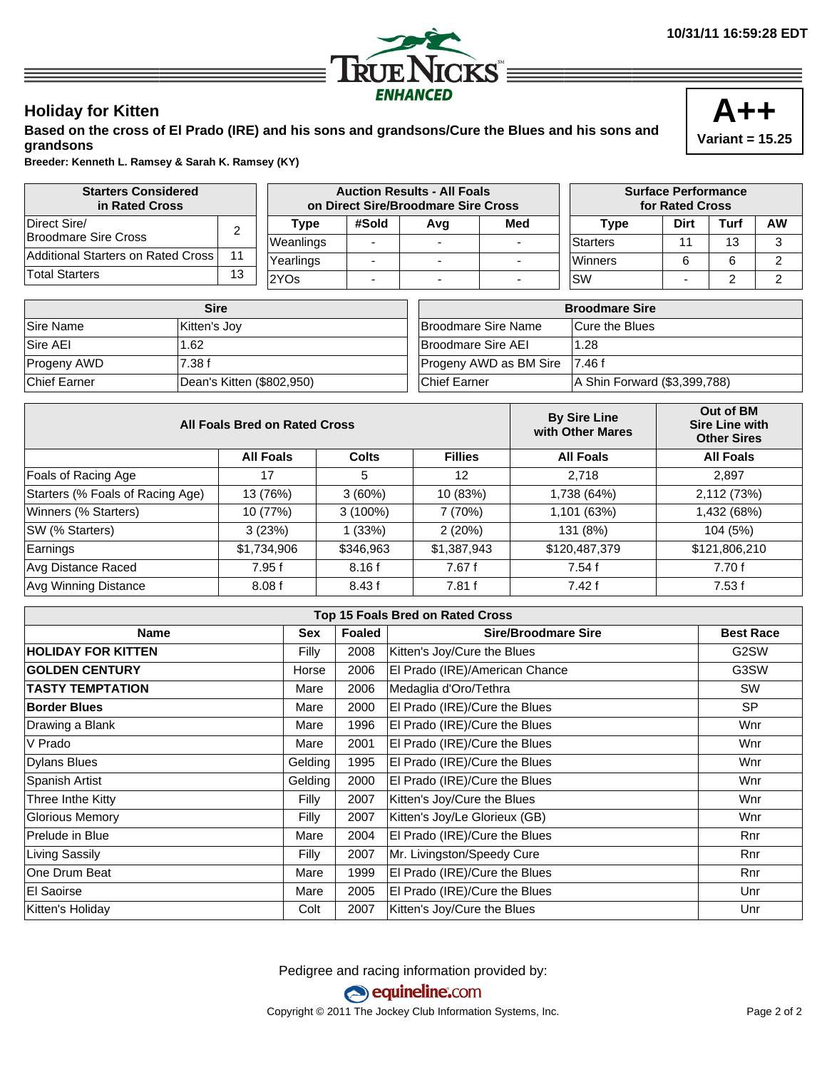10/31/11 16:59:28 EDT

TRUE NICKS ENHANCED

## Holiday for Kitten

**Based on the cross of El Prado (IRE) and his sons and grandsons/Cure the Blues and his sons and grandsons**

**A++**
**Variant = 15.25**

**Breeder: Kenneth L. Ramsey & Sarah K. Ramsey (KY)**

| Starters Considered in Rated Cross | |
|---|---|
| Direct Sire/ Broodmare Sire Cross | 2 |
| Additional Starters on Rated Cross | 11 |
| Total Starters | 13 |

| Auction Results - All Foals on Direct Sire/Broodmare Sire Cross | | | |
|---|---|---|---|
| **Type** | **#Sold** | **Avg** | **Med** |
| Weanlings | - | - | - |
| Yearlings | - | - | - |
| 2YOs | - | - | - |

| Surface Performance for Rated Cross | | | |
|---|---|---|---|
| **Type** | **Dirt** | **Turf** | **AW** |
| Starters | 11 | 13 | 3 |
| Winners | 6 | 6 | 2 |
| SW | - | 2 | 2 |

| Sire | |
|---|---|
| Sire Name | Kitten's Joy |
| Sire AEI | 1.62 |
| Progeny AWD | 7.38 f |
| Chief Earner | Dean's Kitten ($802,950) |

| Broodmare Sire | |
|---|---|
| Broodmare Sire Name | Cure the Blues |
| Broodmare Sire AEI | 1.28 |
| Progeny AWD as BM Sire | 7.46 f |
| Chief Earner | A Shin Forward ($3,399,788) |

| All Foals Bred on Rated Cross | | | | By Sire Line with Other Mares | Out of BM Sire Line with Other Sires |
|---|---|---|---|---|---|
| | **All Foals** | **Colts** | **Fillies** | **All Foals** | **All Foals** |
| Foals of Racing Age | 17 | 5 | 12 | 2,718 | 2,897 |
| Starters (% Foals of Racing Age) | 13 (76%) | 3 (60%) | 10 (83%) | 1,738 (64%) | 2,112 (73%) |
| Winners (% Starters) | 10 (77%) | 3 (100%) | 7 (70%) | 1,101 (63%) | 1,432 (68%) |
| SW (% Starters) | 3 (23%) | 1 (33%) | 2 (20%) | 131 (8%) | 104 (5%) |
| Earnings | $1,734,906 | $346,963 | $1,387,943 | $120,487,379 | $121,806,210 |
| Avg Distance Raced | 7.95 f | 8.16 f | 7.67 f | 7.54 f | 7.70 f |
| Avg Winning Distance | 8.08 f | 8.43 f | 7.81 f | 7.42 f | 7.53 f |

| Top 15 Foals Bred on Rated Cross | | | | |
|---|---|---|---|---|
| **Name** | **Sex** | **Foaled** | **Sire/Broodmare Sire** | **Best Race** |
| **HOLIDAY FOR KITTEN** | Filly | 2008 | Kitten's Joy/Cure the Blues | G2SW |
| **GOLDEN CENTURY** | Horse | 2006 | El Prado (IRE)/American Chance | G3SW |
| **TASTY TEMPTATION** | Mare | 2006 | Medaglia d'Oro/Tethra | SW |
| **Border Blues** | Mare | 2000 | El Prado (IRE)/Cure the Blues | SP |
| Drawing a Blank | Mare | 1996 | El Prado (IRE)/Cure the Blues | Wnr |
| V Prado | Mare | 2001 | El Prado (IRE)/Cure the Blues | Wnr |
| Dylans Blues | Gelding | 1995 | El Prado (IRE)/Cure the Blues | Wnr |
| Spanish Artist | Gelding | 2000 | El Prado (IRE)/Cure the Blues | Wnr |
| Three Inthe Kitty | Filly | 2007 | Kitten's Joy/Cure the Blues | Wnr |
| Glorious Memory | Filly | 2007 | Kitten's Joy/Le Glorieux (GB) | Wnr |
| Prelude in Blue | Mare | 2004 | El Prado (IRE)/Cure the Blues | Rnr |
| Living Sassily | Filly | 2007 | Mr. Livingston/Speedy Cure | Rnr |
| One Drum Beat | Mare | 1999 | El Prado (IRE)/Cure the Blues | Rnr |
| El Saoirse | Mare | 2005 | El Prado (IRE)/Cure the Blues | Unr |
| Kitten's Holiday | Colt | 2007 | Kitten's Joy/Cure the Blues | Unr |

Pedigree and racing information provided by:

equineline.com

Copyright © 2011 The Jockey Club Information Systems, Inc.